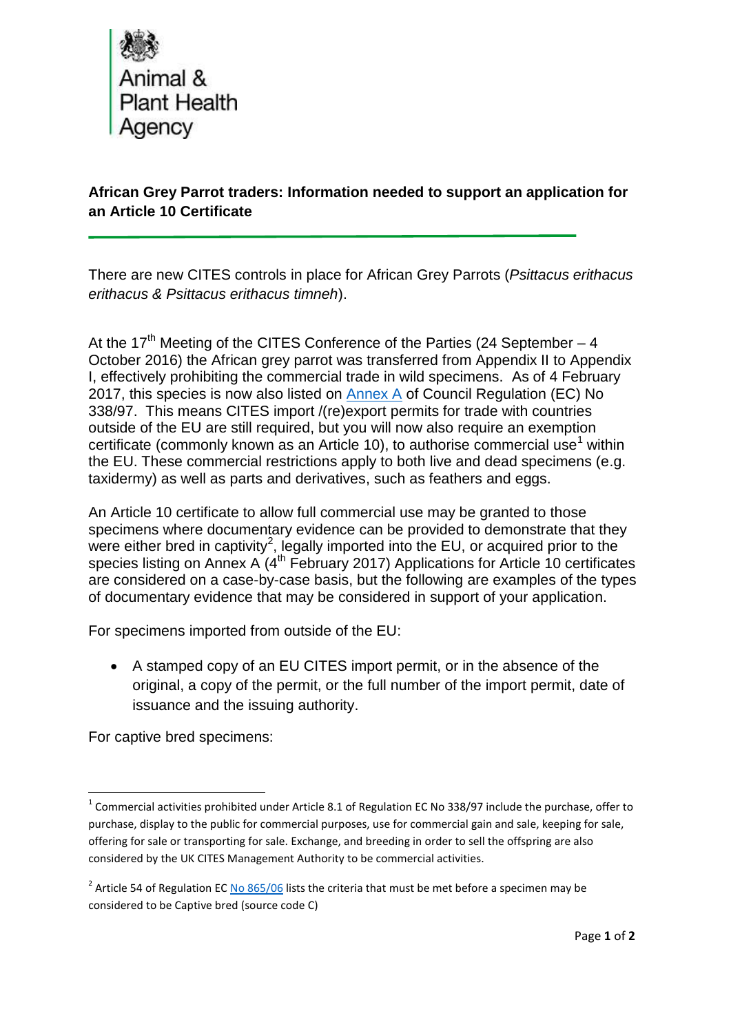Animal & Plant Health Agency

**African Grey Parrot traders: Information needed to support an application for an Article 10 Certificate**

There are new CITES controls in place for African Grey Parrots (*Psittacus erithacus erithacus & Psittacus erithacus timneh*).

At the 17th Meeting of the CITES Conference of the Parties (24 September – 4 October 2016) the African grey parrot was transferred from Appendix II to Appendix I, effectively prohibiting the commercial trade in wild specimens. As of 4 February 2017, this species is now also listed on Annex A of Council Regulation (EC) No 338/97. This means CITES import /(re)export permits for trade with countries outside of the EU are still required, but you will now also require an exemption certificate (commonly known as an Article 10), to authorise commercial use[1] within the EU. These commercial restrictions apply to both live and dead specimens (e.g. taxidermy) as well as parts and derivatives, such as feathers and eggs.

An Article 10 certificate to allow full commercial use may be granted to those specimens where documentary evidence can be provided to demonstrate that they were either bred in captivity[2], legally imported into the EU, or acquired prior to the species listing on Annex A (4th February 2017) Applications for Article 10 certificates are considered on a case-by-case basis, but the following are examples of the types of documentary evidence that may be considered in support of your application.

For specimens imported from outside of the EU:

- A stamped copy of an EU CITES import permit, or in the absence of the original, a copy of the permit, or the full number of the import permit, date of issuance and the issuing authority.

For captive bred specimens:

---

[1] Commercial activities prohibited under Article 8.1 of Regulation EC No 338/97 include the purchase, offer to purchase, display to the public for commercial purposes, use for commercial gain and sale, keeping for sale, offering for sale or transporting for sale. Exchange, and breeding in order to sell the offspring are also considered by the UK CITES Management Authority to be commercial activities.

[2] Article 54 of Regulation EC No 865/06 lists the criteria that must be met before a specimen may be considered to be Captive bred (source code C)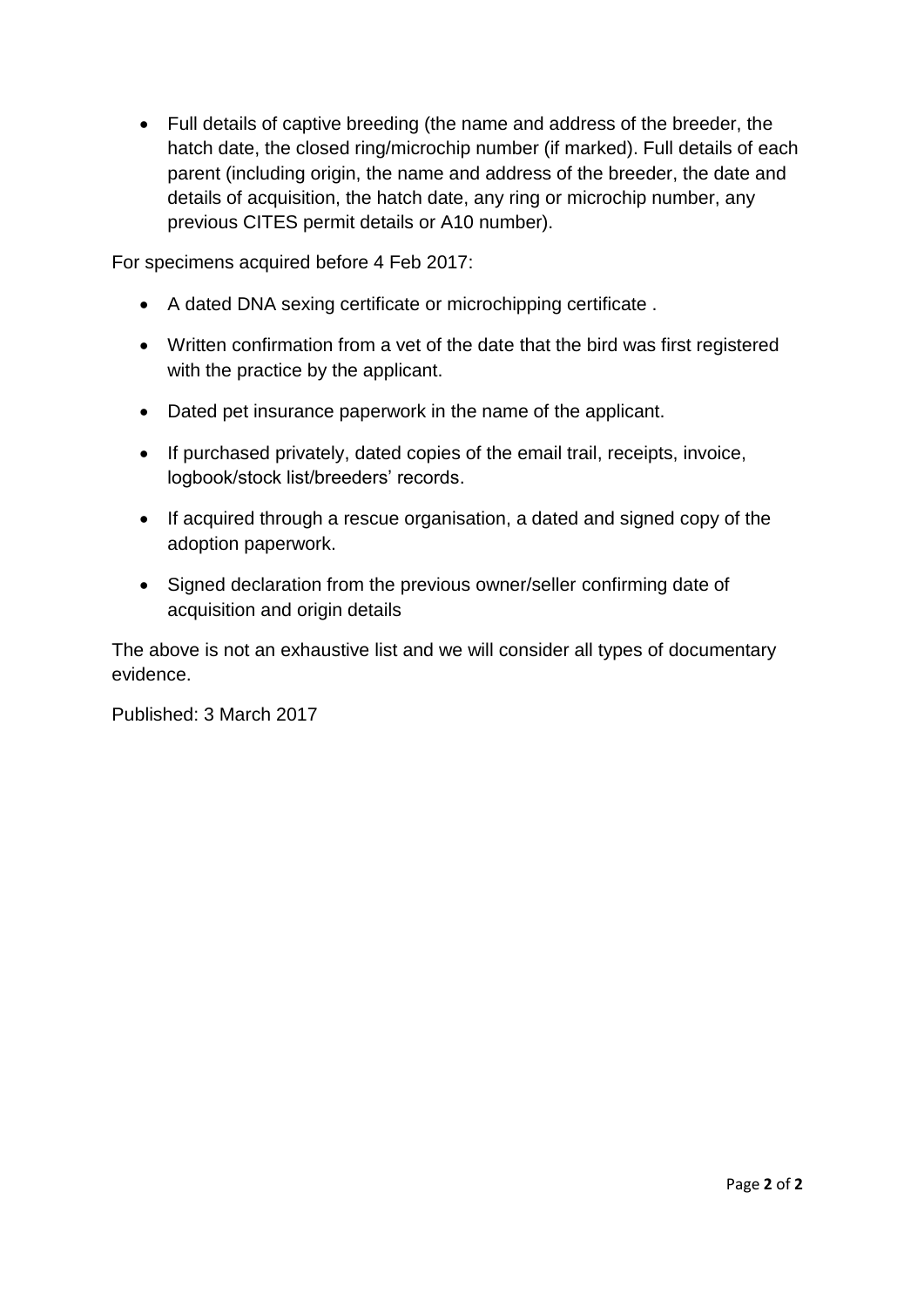- Full details of captive breeding (the name and address of the breeder, the hatch date, the closed ring/microchip number (if marked). Full details of each parent (including origin, the name and address of the breeder, the date and details of acquisition, the hatch date, any ring or microchip number, any previous CITES permit details or A10 number).

For specimens acquired before 4 Feb 2017:

- A dated DNA sexing certificate or microchipping certificate .
- Written confirmation from a vet of the date that the bird was first registered with the practice by the applicant.
- Dated pet insurance paperwork in the name of the applicant.
- If purchased privately, dated copies of the email trail, receipts, invoice, logbook/stock list/breeders' records.
- If acquired through a rescue organisation, a dated and signed copy of the adoption paperwork.
- Signed declaration from the previous owner/seller confirming date of acquisition and origin details

The above is not an exhaustive list and we will consider all types of documentary evidence.

Published: 3 March 2017